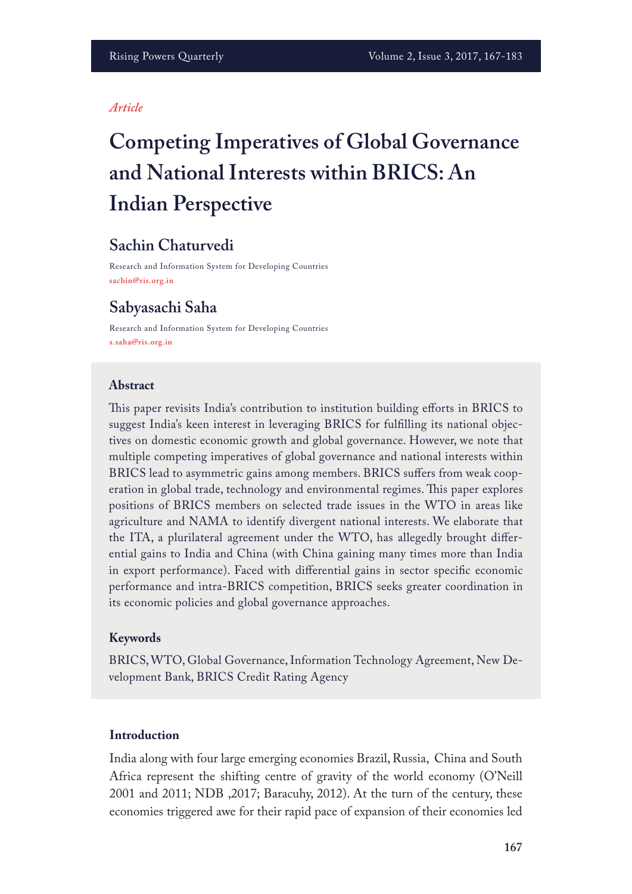*Article*

# Competing Imperatives of Global Governance and National Interests within BRICS: An Indian Perspective

## Sachin Chaturvedi

Research and Information System for Developing Countries
sachin@ris.org.in

## Sabyasachi Saha

Research and Information System for Developing Countries
s.saha@ris.org.in

### Abstract

This paper revisits India's contribution to institution building efforts in BRICS to suggest India's keen interest in leveraging BRICS for fulfilling its national objectives on domestic economic growth and global governance. However, we note that multiple competing imperatives of global governance and national interests within BRICS lead to asymmetric gains among members. BRICS suffers from weak cooperation in global trade, technology and environmental regimes. This paper explores positions of BRICS members on selected trade issues in the WTO in areas like agriculture and NAMA to identify divergent national interests. We elaborate that the ITA, a plurilateral agreement under the WTO, has allegedly brought differential gains to India and China (with China gaining many times more than India in export performance). Faced with differential gains in sector specific economic performance and intra-BRICS competition, BRICS seeks greater coordination in its economic policies and global governance approaches.

### Keywords

BRICS, WTO, Global Governance, Information Technology Agreement, New Development Bank, BRICS Credit Rating Agency

### Introduction

India along with four large emerging economies Brazil, Russia, China and South Africa represent the shifting centre of gravity of the world economy (O'Neill 2001 and 2011; NDB ,2017; Baracuhy, 2012). At the turn of the century, these economies triggered awe for their rapid pace of expansion of their economies led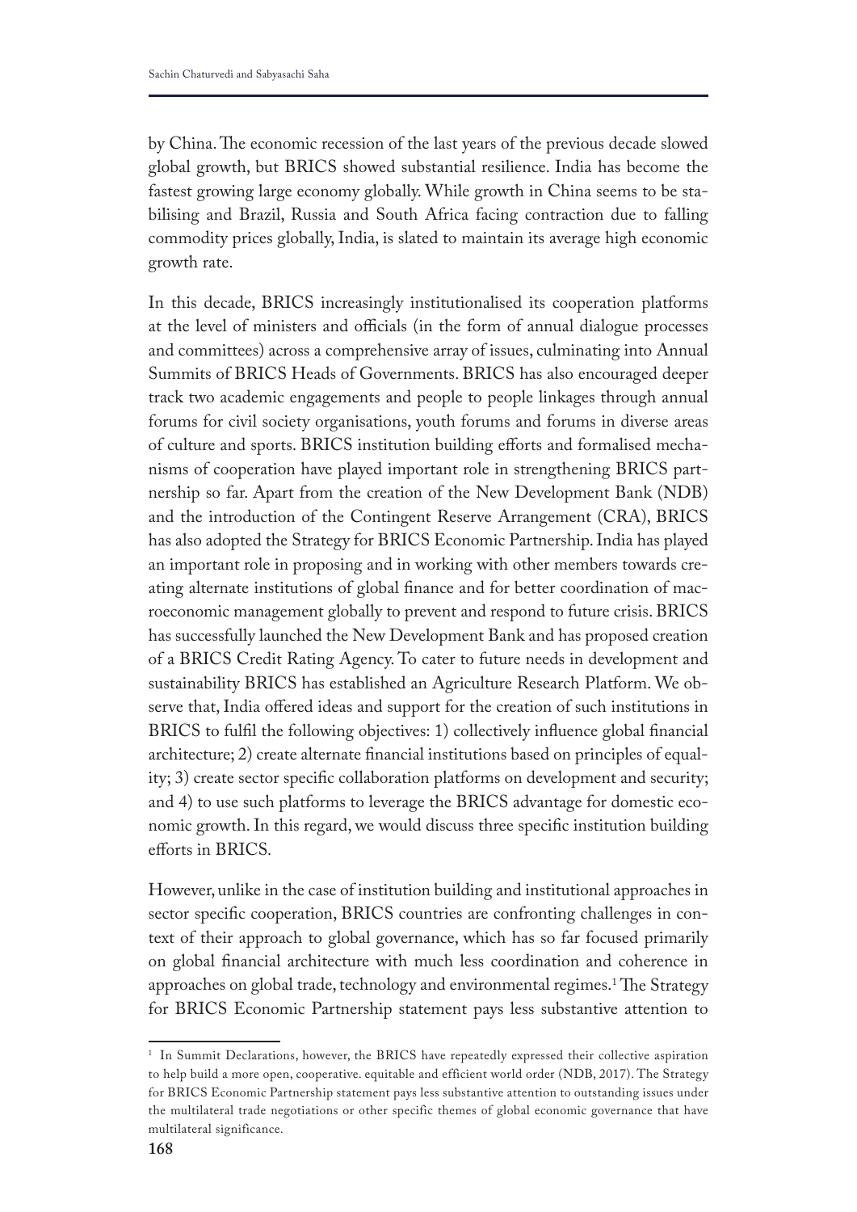by China. The economic recession of the last years of the previous decade slowed global growth, but BRICS showed substantial resilience. India has become the fastest growing large economy globally. While growth in China seems to be stabilising and Brazil, Russia and South Africa facing contraction due to falling commodity prices globally, India, is slated to maintain its average high economic growth rate.

In this decade, BRICS increasingly institutionalised its cooperation platforms at the level of ministers and officials (in the form of annual dialogue processes and committees) across a comprehensive array of issues, culminating into Annual Summits of BRICS Heads of Governments. BRICS has also encouraged deeper track two academic engagements and people to people linkages through annual forums for civil society organisations, youth forums and forums in diverse areas of culture and sports. BRICS institution building efforts and formalised mechanisms of cooperation have played important role in strengthening BRICS partnership so far. Apart from the creation of the New Development Bank (NDB) and the introduction of the Contingent Reserve Arrangement (CRA), BRICS has also adopted the Strategy for BRICS Economic Partnership. India has played an important role in proposing and in working with other members towards creating alternate institutions of global finance and for better coordination of macroeconomic management globally to prevent and respond to future crisis. BRICS has successfully launched the New Development Bank and has proposed creation of a BRICS Credit Rating Agency. To cater to future needs in development and sustainability BRICS has established an Agriculture Research Platform. We observe that, India offered ideas and support for the creation of such institutions in BRICS to fulfil the following objectives: 1) collectively influence global financial architecture; 2) create alternate financial institutions based on principles of equality; 3) create sector specific collaboration platforms on development and security; and 4) to use such platforms to leverage the BRICS advantage for domestic economic growth. In this regard, we would discuss three specific institution building efforts in BRICS.

However, unlike in the case of institution building and institutional approaches in sector specific cooperation, BRICS countries are confronting challenges in context of their approach to global governance, which has so far focused primarily on global financial architecture with much less coordination and coherence in approaches on global trade, technology and environmental regimes.[1] The Strategy for BRICS Economic Partnership statement pays less substantive attention to

[1] In Summit Declarations, however, the BRICS have repeatedly expressed their collective aspiration to help build a more open, cooperative. equitable and efficient world order (NDB, 2017). The Strategy for BRICS Economic Partnership statement pays less substantive attention to outstanding issues under the multilateral trade negotiations or other specific themes of global economic governance that have multilateral significance.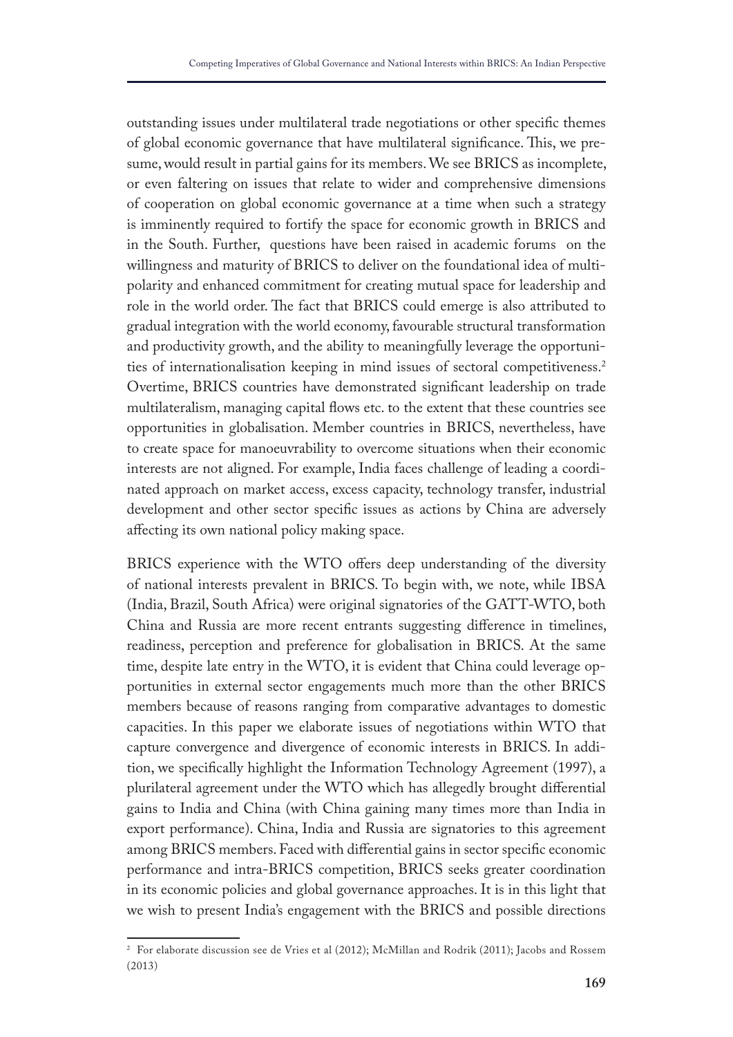outstanding issues under multilateral trade negotiations or other specific themes of global economic governance that have multilateral significance. This, we presume, would result in partial gains for its members. We see BRICS as incomplete, or even faltering on issues that relate to wider and comprehensive dimensions of cooperation on global economic governance at a time when such a strategy is imminently required to fortify the space for economic growth in BRICS and in the South. Further, questions have been raised in academic forums on the willingness and maturity of BRICS to deliver on the foundational idea of multipolarity and enhanced commitment for creating mutual space for leadership and role in the world order. The fact that BRICS could emerge is also attributed to gradual integration with the world economy, favourable structural transformation and productivity growth, and the ability to meaningfully leverage the opportunities of internationalisation keeping in mind issues of sectoral competitiveness.[2] Overtime, BRICS countries have demonstrated significant leadership on trade multilateralism, managing capital flows etc. to the extent that these countries see opportunities in globalisation. Member countries in BRICS, nevertheless, have to create space for manoeuvrability to overcome situations when their economic interests are not aligned. For example, India faces challenge of leading a coordinated approach on market access, excess capacity, technology transfer, industrial development and other sector specific issues as actions by China are adversely affecting its own national policy making space.

BRICS experience with the WTO offers deep understanding of the diversity of national interests prevalent in BRICS. To begin with, we note, while IBSA (India, Brazil, South Africa) were original signatories of the GATT-WTO, both China and Russia are more recent entrants suggesting difference in timelines, readiness, perception and preference for globalisation in BRICS. At the same time, despite late entry in the WTO, it is evident that China could leverage opportunities in external sector engagements much more than the other BRICS members because of reasons ranging from comparative advantages to domestic capacities. In this paper we elaborate issues of negotiations within WTO that capture convergence and divergence of economic interests in BRICS. In addition, we specifically highlight the Information Technology Agreement (1997), a plurilateral agreement under the WTO which has allegedly brought differential gains to India and China (with China gaining many times more than India in export performance). China, India and Russia are signatories to this agreement among BRICS members. Faced with differential gains in sector specific economic performance and intra-BRICS competition, BRICS seeks greater coordination in its economic policies and global governance approaches. It is in this light that we wish to present India's engagement with the BRICS and possible directions

[2] For elaborate discussion see de Vries et al (2012); McMillan and Rodrik (2011); Jacobs and Rossem (2013)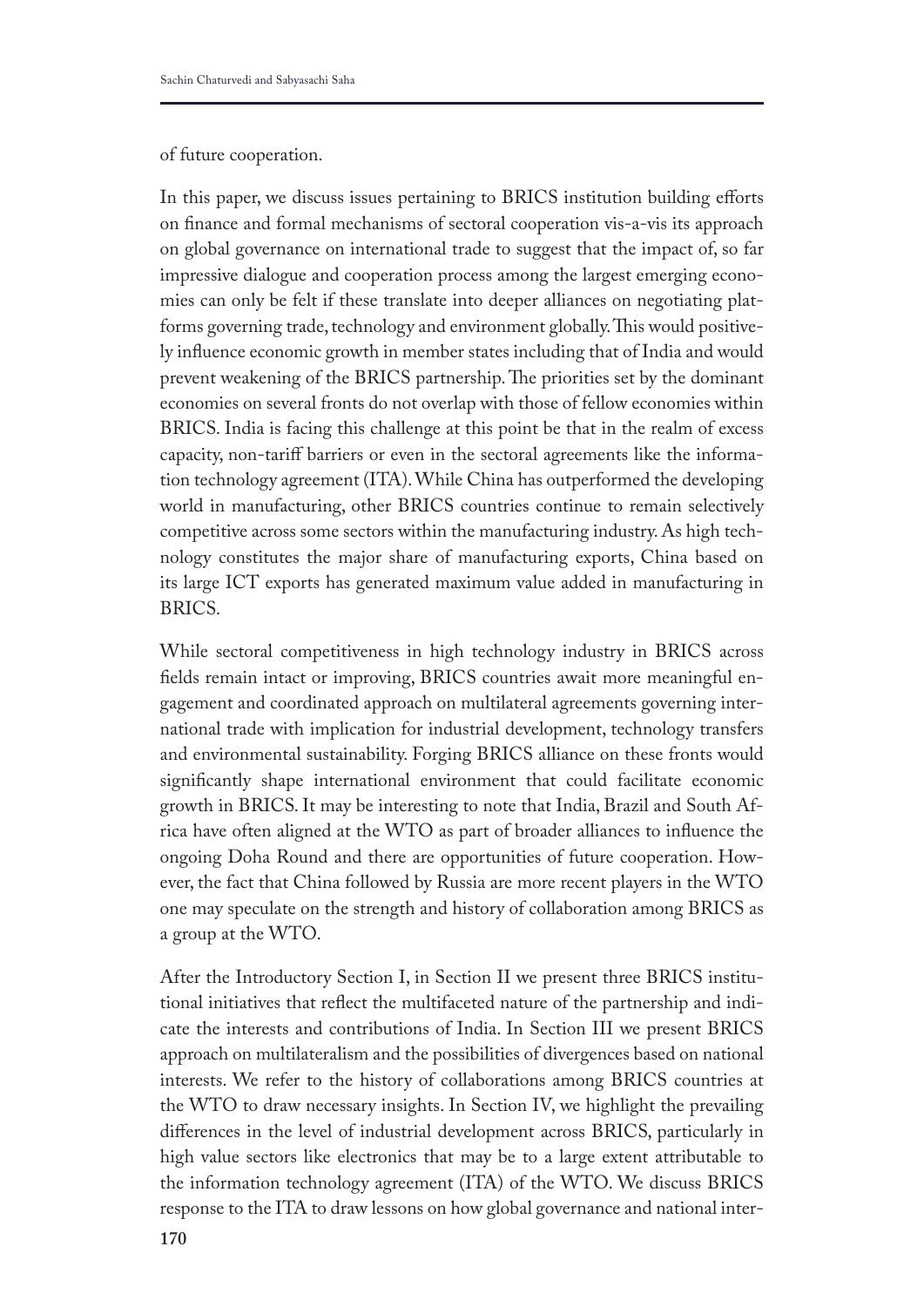of future cooperation.

In this paper, we discuss issues pertaining to BRICS institution building efforts on finance and formal mechanisms of sectoral cooperation vis-a-vis its approach on global governance on international trade to suggest that the impact of, so far impressive dialogue and cooperation process among the largest emerging economies can only be felt if these translate into deeper alliances on negotiating platforms governing trade, technology and environment globally. This would positively influence economic growth in member states including that of India and would prevent weakening of the BRICS partnership. The priorities set by the dominant economies on several fronts do not overlap with those of fellow economies within BRICS. India is facing this challenge at this point be that in the realm of excess capacity, non-tariff barriers or even in the sectoral agreements like the information technology agreement (ITA). While China has outperformed the developing world in manufacturing, other BRICS countries continue to remain selectively competitive across some sectors within the manufacturing industry. As high technology constitutes the major share of manufacturing exports, China based on its large ICT exports has generated maximum value added in manufacturing in BRICS.

While sectoral competitiveness in high technology industry in BRICS across fields remain intact or improving, BRICS countries await more meaningful engagement and coordinated approach on multilateral agreements governing international trade with implication for industrial development, technology transfers and environmental sustainability. Forging BRICS alliance on these fronts would significantly shape international environment that could facilitate economic growth in BRICS. It may be interesting to note that India, Brazil and South Africa have often aligned at the WTO as part of broader alliances to influence the ongoing Doha Round and there are opportunities of future cooperation. However, the fact that China followed by Russia are more recent players in the WTO one may speculate on the strength and history of collaboration among BRICS as a group at the WTO.

After the Introductory Section I, in Section II we present three BRICS institutional initiatives that reflect the multifaceted nature of the partnership and indicate the interests and contributions of India. In Section III we present BRICS approach on multilateralism and the possibilities of divergences based on national interests. We refer to the history of collaborations among BRICS countries at the WTO to draw necessary insights. In Section IV, we highlight the prevailing differences in the level of industrial development across BRICS, particularly in high value sectors like electronics that may be to a large extent attributable to the information technology agreement (ITA) of the WTO. We discuss BRICS response to the ITA to draw lessons on how global governance and national inter-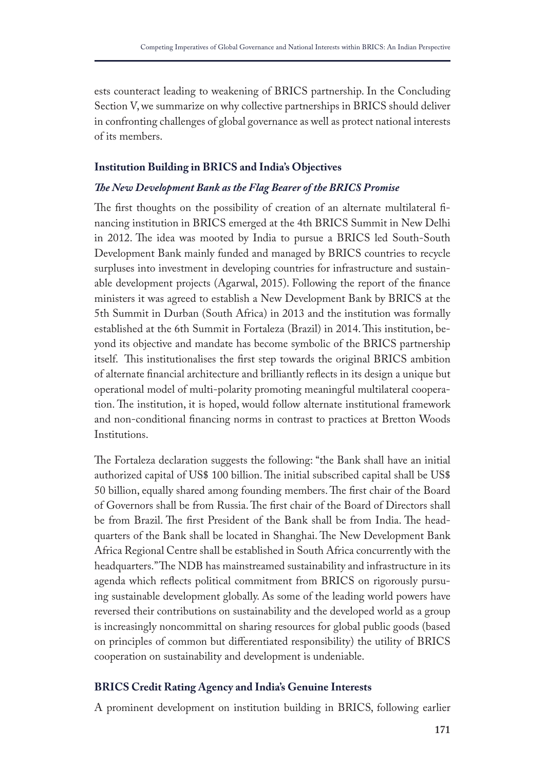ests counteract leading to weakening of BRICS partnership. In the Concluding Section V, we summarize on why collective partnerships in BRICS should deliver in confronting challenges of global governance as well as protect national interests of its members.

## Institution Building in BRICS and India's Objectives

### *The New Development Bank as the Flag Bearer of the BRICS Promise*

The first thoughts on the possibility of creation of an alternate multilateral financing institution in BRICS emerged at the 4th BRICS Summit in New Delhi in 2012. The idea was mooted by India to pursue a BRICS led South-South Development Bank mainly funded and managed by BRICS countries to recycle surpluses into investment in developing countries for infrastructure and sustainable development projects (Agarwal, 2015). Following the report of the finance ministers it was agreed to establish a New Development Bank by BRICS at the 5th Summit in Durban (South Africa) in 2013 and the institution was formally established at the 6th Summit in Fortaleza (Brazil) in 2014. This institution, beyond its objective and mandate has become symbolic of the BRICS partnership itself. This institutionalises the first step towards the original BRICS ambition of alternate financial architecture and brilliantly reflects in its design a unique but operational model of multi-polarity promoting meaningful multilateral cooperation. The institution, it is hoped, would follow alternate institutional framework and non-conditional financing norms in contrast to practices at Bretton Woods Institutions.

The Fortaleza declaration suggests the following: "the Bank shall have an initial authorized capital of US$ 100 billion. The initial subscribed capital shall be US$ 50 billion, equally shared among founding members. The first chair of the Board of Governors shall be from Russia. The first chair of the Board of Directors shall be from Brazil. The first President of the Bank shall be from India. The headquarters of the Bank shall be located in Shanghai. The New Development Bank Africa Regional Centre shall be established in South Africa concurrently with the headquarters." The NDB has mainstreamed sustainability and infrastructure in its agenda which reflects political commitment from BRICS on rigorously pursuing sustainable development globally. As some of the leading world powers have reversed their contributions on sustainability and the developed world as a group is increasingly noncommittal on sharing resources for global public goods (based on principles of common but differentiated responsibility) the utility of BRICS cooperation on sustainability and development is undeniable.

## BRICS Credit Rating Agency and India's Genuine Interests

A prominent development on institution building in BRICS, following earlier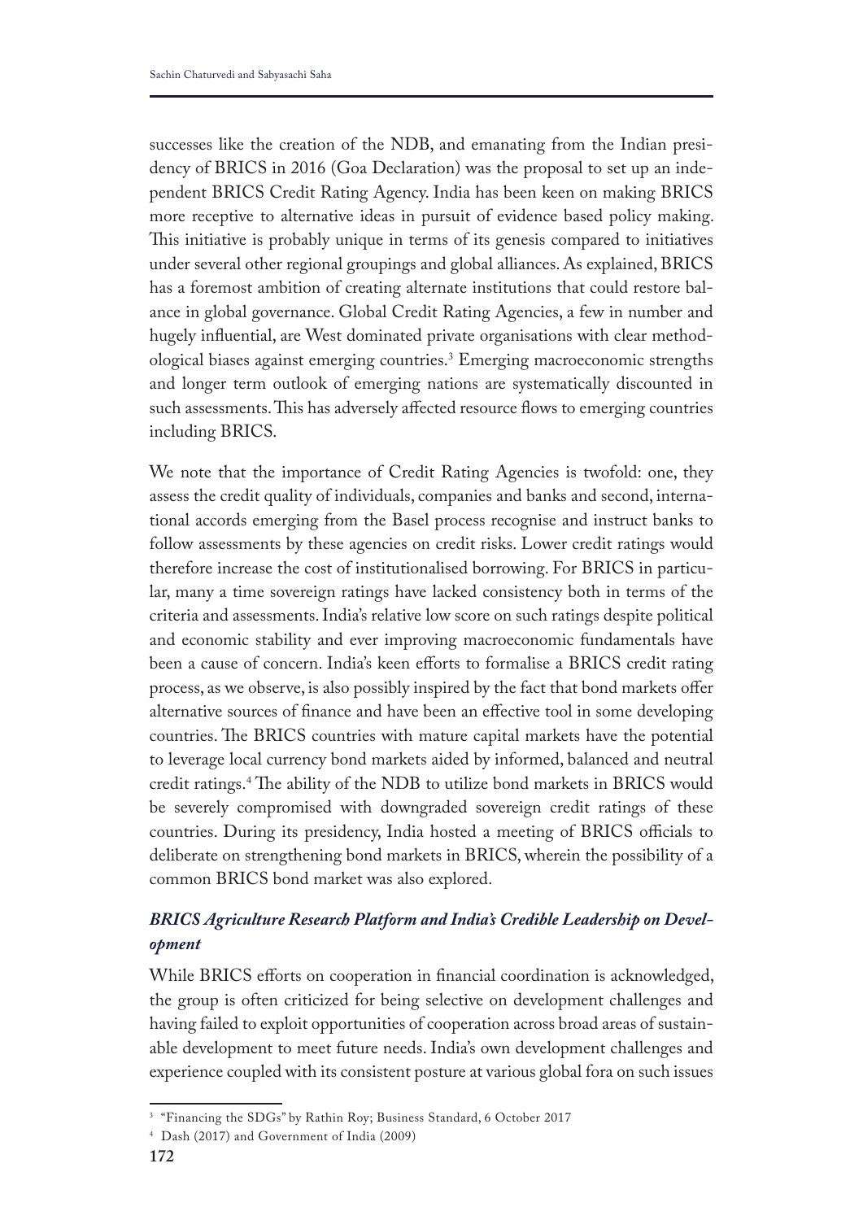successes like the creation of the NDB, and emanating from the Indian presidency of BRICS in 2016 (Goa Declaration) was the proposal to set up an independent BRICS Credit Rating Agency. India has been keen on making BRICS more receptive to alternative ideas in pursuit of evidence based policy making. This initiative is probably unique in terms of its genesis compared to initiatives under several other regional groupings and global alliances. As explained, BRICS has a foremost ambition of creating alternate institutions that could restore balance in global governance. Global Credit Rating Agencies, a few in number and hugely influential, are West dominated private organisations with clear methodological biases against emerging countries.[3] Emerging macroeconomic strengths and longer term outlook of emerging nations are systematically discounted in such assessments. This has adversely affected resource flows to emerging countries including BRICS.

We note that the importance of Credit Rating Agencies is twofold: one, they assess the credit quality of individuals, companies and banks and second, international accords emerging from the Basel process recognise and instruct banks to follow assessments by these agencies on credit risks. Lower credit ratings would therefore increase the cost of institutionalised borrowing. For BRICS in particular, many a time sovereign ratings have lacked consistency both in terms of the criteria and assessments. India's relative low score on such ratings despite political and economic stability and ever improving macroeconomic fundamentals have been a cause of concern. India's keen efforts to formalise a BRICS credit rating process, as we observe, is also possibly inspired by the fact that bond markets offer alternative sources of finance and have been an effective tool in some developing countries. The BRICS countries with mature capital markets have the potential to leverage local currency bond markets aided by informed, balanced and neutral credit ratings.[4] The ability of the NDB to utilize bond markets in BRICS would be severely compromised with downgraded sovereign credit ratings of these countries. During its presidency, India hosted a meeting of BRICS officials to deliberate on strengthening bond markets in BRICS, wherein the possibility of a common BRICS bond market was also explored.

### *BRICS Agriculture Research Platform and India's Credible Leadership on Development*

While BRICS efforts on cooperation in financial coordination is acknowledged, the group is often criticized for being selective on development challenges and having failed to exploit opportunities of cooperation across broad areas of sustainable development to meet future needs. India's own development challenges and experience coupled with its consistent posture at various global fora on such issues

---

[3] "Financing the SDGs" by Rathin Roy; Business Standard, 6 October 2017

[4] Dash (2017) and Government of India (2009)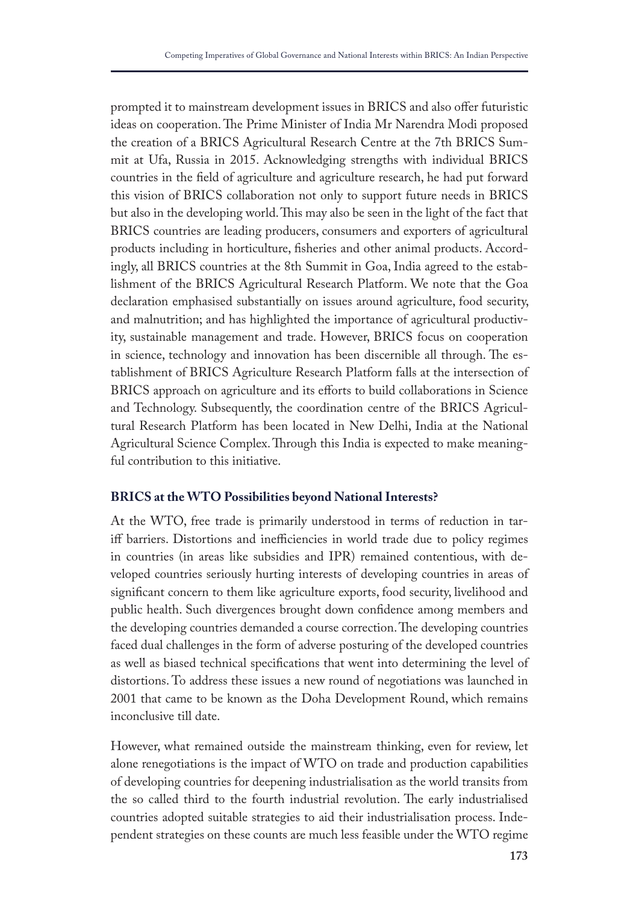prompted it to mainstream development issues in BRICS and also offer futuristic ideas on cooperation. The Prime Minister of India Mr Narendra Modi proposed the creation of a BRICS Agricultural Research Centre at the 7th BRICS Summit at Ufa, Russia in 2015. Acknowledging strengths with individual BRICS countries in the field of agriculture and agriculture research, he had put forward this vision of BRICS collaboration not only to support future needs in BRICS but also in the developing world. This may also be seen in the light of the fact that BRICS countries are leading producers, consumers and exporters of agricultural products including in horticulture, fisheries and other animal products. Accordingly, all BRICS countries at the 8th Summit in Goa, India agreed to the establishment of the BRICS Agricultural Research Platform. We note that the Goa declaration emphasised substantially on issues around agriculture, food security, and malnutrition; and has highlighted the importance of agricultural productivity, sustainable management and trade. However, BRICS focus on cooperation in science, technology and innovation has been discernible all through. The establishment of BRICS Agriculture Research Platform falls at the intersection of BRICS approach on agriculture and its efforts to build collaborations in Science and Technology. Subsequently, the coordination centre of the BRICS Agricultural Research Platform has been located in New Delhi, India at the National Agricultural Science Complex. Through this India is expected to make meaningful contribution to this initiative.

## BRICS at the WTO Possibilities beyond National Interests?

At the WTO, free trade is primarily understood in terms of reduction in tariff barriers. Distortions and inefficiencies in world trade due to policy regimes in countries (in areas like subsidies and IPR) remained contentious, with developed countries seriously hurting interests of developing countries in areas of significant concern to them like agriculture exports, food security, livelihood and public health. Such divergences brought down confidence among members and the developing countries demanded a course correction. The developing countries faced dual challenges in the form of adverse posturing of the developed countries as well as biased technical specifications that went into determining the level of distortions. To address these issues a new round of negotiations was launched in 2001 that came to be known as the Doha Development Round, which remains inconclusive till date.

However, what remained outside the mainstream thinking, even for review, let alone renegotiations is the impact of WTO on trade and production capabilities of developing countries for deepening industrialisation as the world transits from the so called third to the fourth industrial revolution. The early industrialised countries adopted suitable strategies to aid their industrialisation process. Independent strategies on these counts are much less feasible under the WTO regime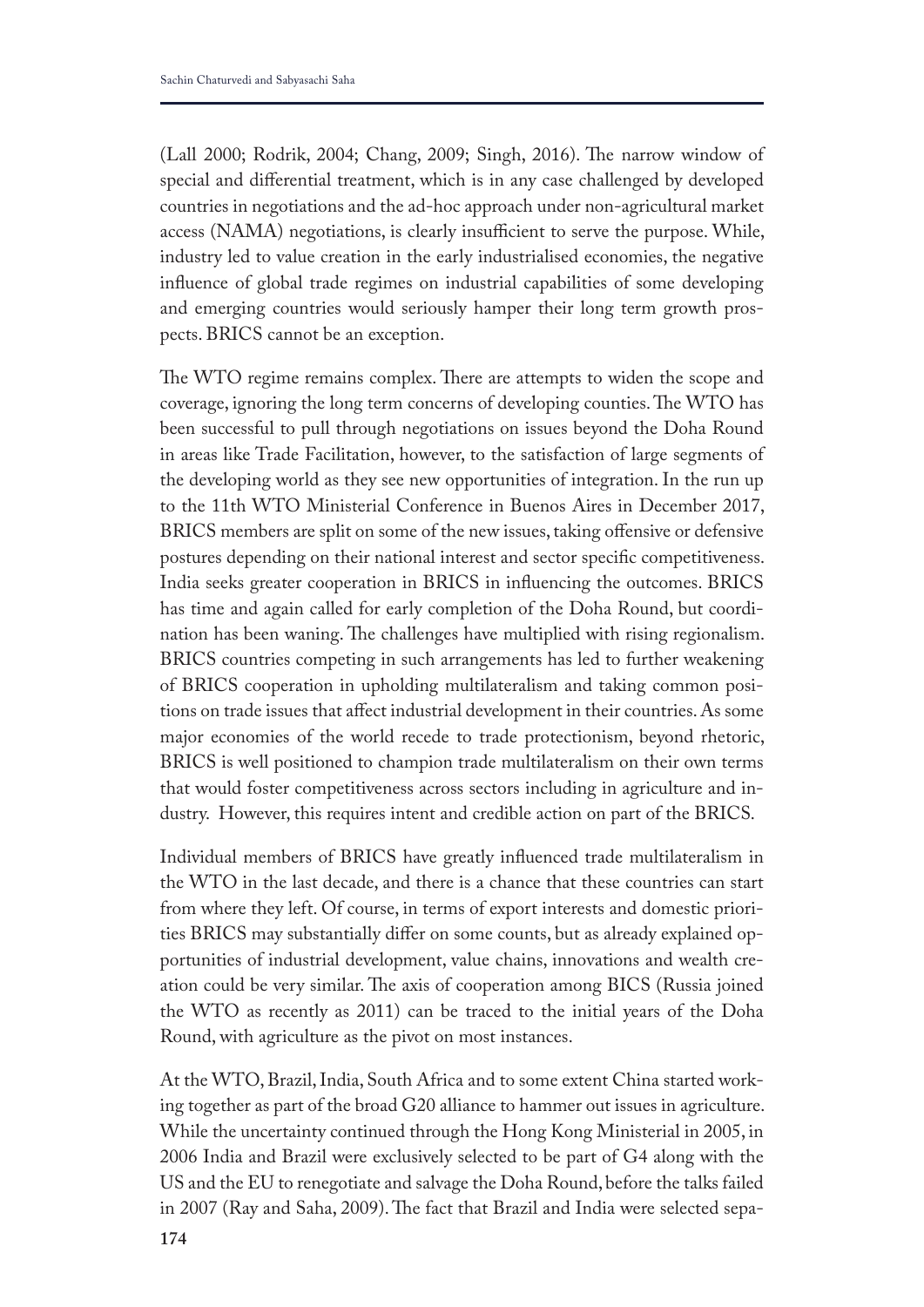(Lall 2000; Rodrik, 2004; Chang, 2009; Singh, 2016). The narrow window of special and differential treatment, which is in any case challenged by developed countries in negotiations and the ad-hoc approach under non-agricultural market access (NAMA) negotiations, is clearly insufficient to serve the purpose. While, industry led to value creation in the early industrialised economies, the negative influence of global trade regimes on industrial capabilities of some developing and emerging countries would seriously hamper their long term growth prospects. BRICS cannot be an exception.

The WTO regime remains complex. There are attempts to widen the scope and coverage, ignoring the long term concerns of developing counties. The WTO has been successful to pull through negotiations on issues beyond the Doha Round in areas like Trade Facilitation, however, to the satisfaction of large segments of the developing world as they see new opportunities of integration. In the run up to the 11th WTO Ministerial Conference in Buenos Aires in December 2017, BRICS members are split on some of the new issues, taking offensive or defensive postures depending on their national interest and sector specific competitiveness. India seeks greater cooperation in BRICS in influencing the outcomes. BRICS has time and again called for early completion of the Doha Round, but coordination has been waning. The challenges have multiplied with rising regionalism. BRICS countries competing in such arrangements has led to further weakening of BRICS cooperation in upholding multilateralism and taking common positions on trade issues that affect industrial development in their countries. As some major economies of the world recede to trade protectionism, beyond rhetoric, BRICS is well positioned to champion trade multilateralism on their own terms that would foster competitiveness across sectors including in agriculture and industry. However, this requires intent and credible action on part of the BRICS.

Individual members of BRICS have greatly influenced trade multilateralism in the WTO in the last decade, and there is a chance that these countries can start from where they left. Of course, in terms of export interests and domestic priorities BRICS may substantially differ on some counts, but as already explained opportunities of industrial development, value chains, innovations and wealth creation could be very similar. The axis of cooperation among BICS (Russia joined the WTO as recently as 2011) can be traced to the initial years of the Doha Round, with agriculture as the pivot on most instances.

At the WTO, Brazil, India, South Africa and to some extent China started working together as part of the broad G20 alliance to hammer out issues in agriculture. While the uncertainty continued through the Hong Kong Ministerial in 2005, in 2006 India and Brazil were exclusively selected to be part of G4 along with the US and the EU to renegotiate and salvage the Doha Round, before the talks failed in 2007 (Ray and Saha, 2009). The fact that Brazil and India were selected sepa-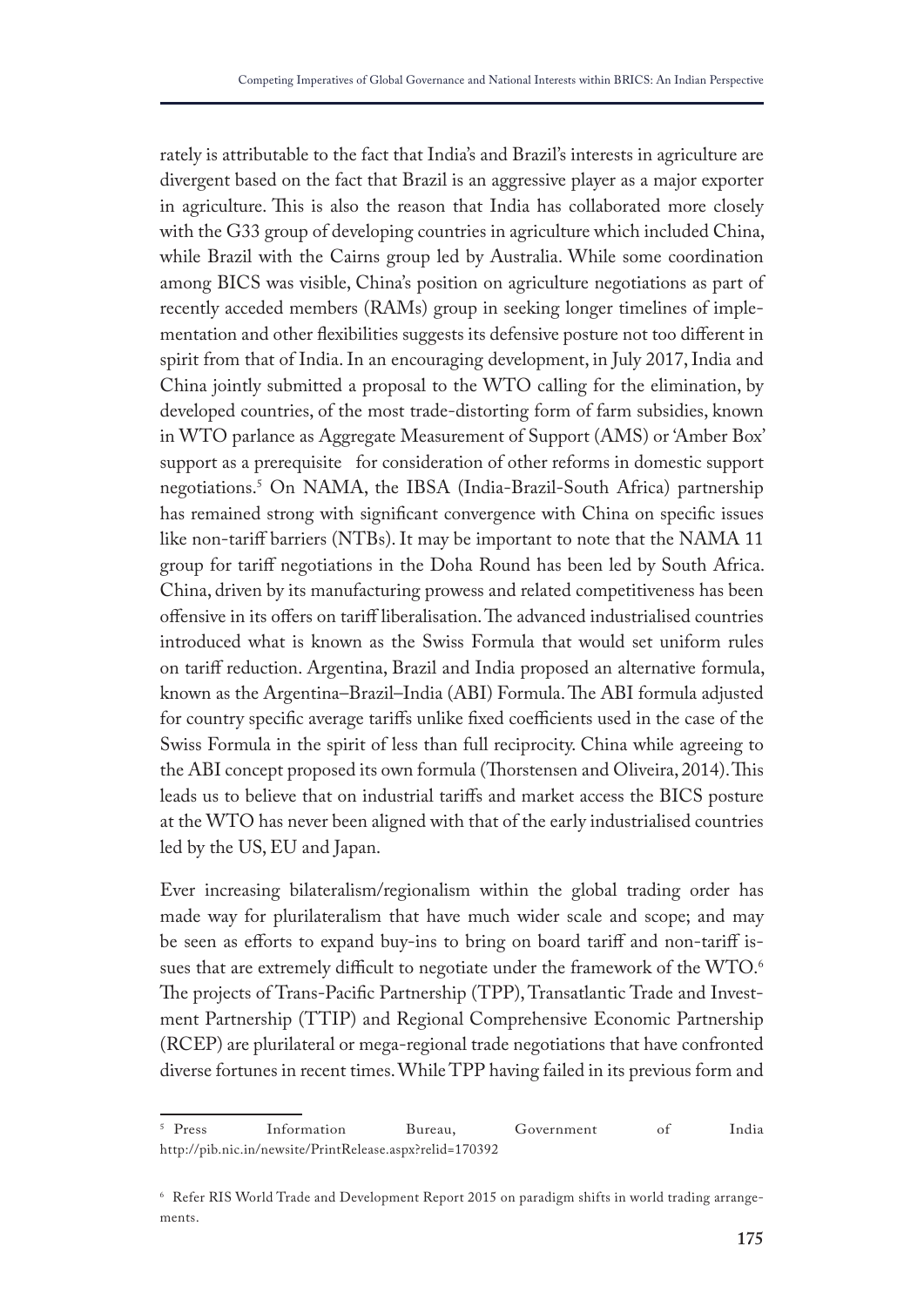rately is attributable to the fact that India's and Brazil's interests in agriculture are divergent based on the fact that Brazil is an aggressive player as a major exporter in agriculture. This is also the reason that India has collaborated more closely with the G33 group of developing countries in agriculture which included China, while Brazil with the Cairns group led by Australia. While some coordination among BICS was visible, China's position on agriculture negotiations as part of recently acceded members (RAMs) group in seeking longer timelines of implementation and other flexibilities suggests its defensive posture not too different in spirit from that of India. In an encouraging development, in July 2017, India and China jointly submitted a proposal to the WTO calling for the elimination, by developed countries, of the most trade-distorting form of farm subsidies, known in WTO parlance as Aggregate Measurement of Support (AMS) or 'Amber Box' support as a prerequisite for consideration of other reforms in domestic support negotiations.[5] On NAMA, the IBSA (India-Brazil-South Africa) partnership has remained strong with significant convergence with China on specific issues like non-tariff barriers (NTBs). It may be important to note that the NAMA 11 group for tariff negotiations in the Doha Round has been led by South Africa. China, driven by its manufacturing prowess and related competitiveness has been offensive in its offers on tariff liberalisation. The advanced industrialised countries introduced what is known as the Swiss Formula that would set uniform rules on tariff reduction. Argentina, Brazil and India proposed an alternative formula, known as the Argentina–Brazil–India (ABI) Formula. The ABI formula adjusted for country specific average tariffs unlike fixed coefficients used in the case of the Swiss Formula in the spirit of less than full reciprocity. China while agreeing to the ABI concept proposed its own formula (Thorstensen and Oliveira, 2014). This leads us to believe that on industrial tariffs and market access the BICS posture at the WTO has never been aligned with that of the early industrialised countries led by the US, EU and Japan.

Ever increasing bilateralism/regionalism within the global trading order has made way for plurilateralism that have much wider scale and scope; and may be seen as efforts to expand buy-ins to bring on board tariff and non-tariff issues that are extremely difficult to negotiate under the framework of the WTO.[6] The projects of Trans-Pacific Partnership (TPP), Transatlantic Trade and Investment Partnership (TTIP) and Regional Comprehensive Economic Partnership (RCEP) are plurilateral or mega-regional trade negotiations that have confronted diverse fortunes in recent times. While TPP having failed in its previous form and

---

[5] Press Information Bureau, Government of India http://pib.nic.in/newsite/PrintRelease.aspx?relid=170392

[6] Refer RIS World Trade and Development Report 2015 on paradigm shifts in world trading arrangements.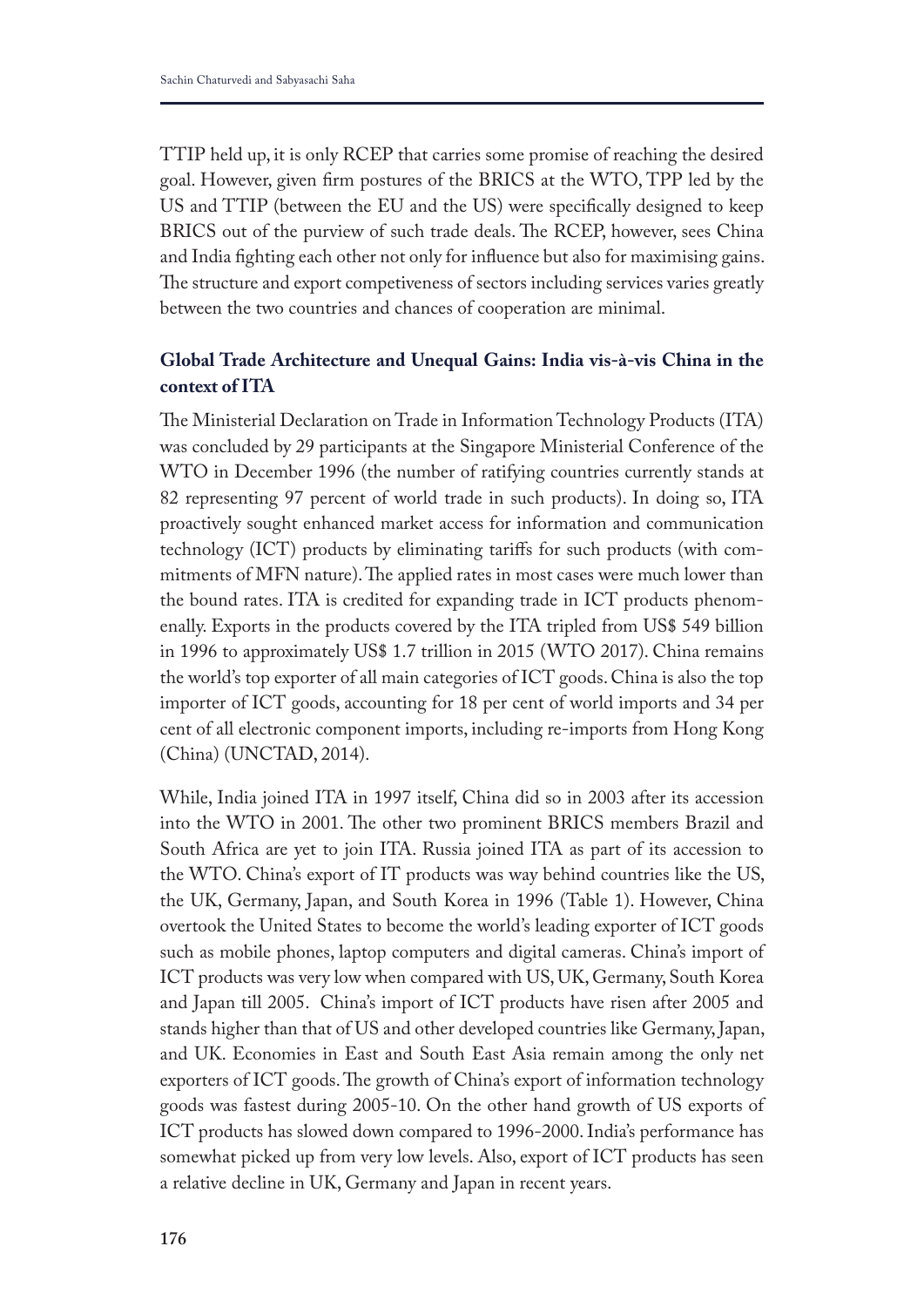TTIP held up, it is only RCEP that carries some promise of reaching the desired goal. However, given firm postures of the BRICS at the WTO, TPP led by the US and TTIP (between the EU and the US) were specifically designed to keep BRICS out of the purview of such trade deals. The RCEP, however, sees China and India fighting each other not only for influence but also for maximising gains. The structure and export competiveness of sectors including services varies greatly between the two countries and chances of cooperation are minimal.

### Global Trade Architecture and Unequal Gains: India vis-à-vis China in the context of ITA

The Ministerial Declaration on Trade in Information Technology Products (ITA) was concluded by 29 participants at the Singapore Ministerial Conference of the WTO in December 1996 (the number of ratifying countries currently stands at 82 representing 97 percent of world trade in such products). In doing so, ITA proactively sought enhanced market access for information and communication technology (ICT) products by eliminating tariffs for such products (with commitments of MFN nature). The applied rates in most cases were much lower than the bound rates. ITA is credited for expanding trade in ICT products phenomenally. Exports in the products covered by the ITA tripled from US$ 549 billion in 1996 to approximately US$ 1.7 trillion in 2015 (WTO 2017). China remains the world's top exporter of all main categories of ICT goods. China is also the top importer of ICT goods, accounting for 18 per cent of world imports and 34 per cent of all electronic component imports, including re-imports from Hong Kong (China) (UNCTAD, 2014).

While, India joined ITA in 1997 itself, China did so in 2003 after its accession into the WTO in 2001. The other two prominent BRICS members Brazil and South Africa are yet to join ITA. Russia joined ITA as part of its accession to the WTO. China's export of IT products was way behind countries like the US, the UK, Germany, Japan, and South Korea in 1996 (Table 1). However, China overtook the United States to become the world's leading exporter of ICT goods such as mobile phones, laptop computers and digital cameras. China's import of ICT products was very low when compared with US, UK, Germany, South Korea and Japan till 2005. China's import of ICT products have risen after 2005 and stands higher than that of US and other developed countries like Germany, Japan, and UK. Economies in East and South East Asia remain among the only net exporters of ICT goods. The growth of China's export of information technology goods was fastest during 2005-10. On the other hand growth of US exports of ICT products has slowed down compared to 1996-2000. India's performance has somewhat picked up from very low levels. Also, export of ICT products has seen a relative decline in UK, Germany and Japan in recent years.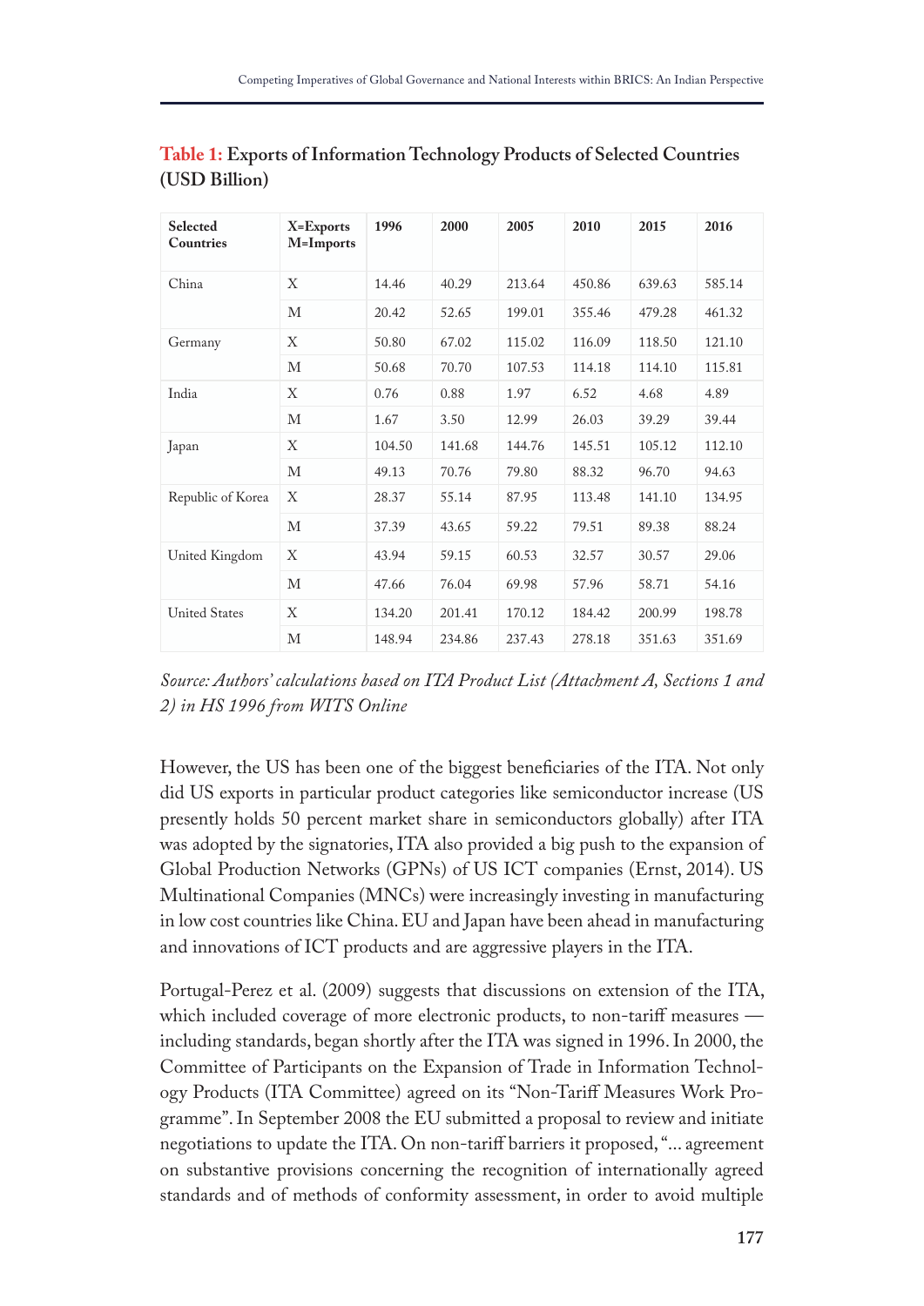**Table 1: Exports of Information Technology Products of Selected Countries (USD Billion)**

| Selected Countries | X=Exports M=Imports | 1996 | 2000 | 2005 | 2010 | 2015 | 2016 |
|---|---|---|---|---|---|---|---|
| China | X | 14.46 | 40.29 | 213.64 | 450.86 | 639.63 | 585.14 |
| | M | 20.42 | 52.65 | 199.01 | 355.46 | 479.28 | 461.32 |
| Germany | X | 50.80 | 67.02 | 115.02 | 116.09 | 118.50 | 121.10 |
| | M | 50.68 | 70.70 | 107.53 | 114.18 | 114.10 | 115.81 |
| India | X | 0.76 | 0.88 | 1.97 | 6.52 | 4.68 | 4.89 |
| | M | 1.67 | 3.50 | 12.99 | 26.03 | 39.29 | 39.44 |
| Japan | X | 104.50 | 141.68 | 144.76 | 145.51 | 105.12 | 112.10 |
| | M | 49.13 | 70.76 | 79.80 | 88.32 | 96.70 | 94.63 |
| Republic of Korea | X | 28.37 | 55.14 | 87.95 | 113.48 | 141.10 | 134.95 |
| | M | 37.39 | 43.65 | 59.22 | 79.51 | 89.38 | 88.24 |
| United Kingdom | X | 43.94 | 59.15 | 60.53 | 32.57 | 30.57 | 29.06 |
| | M | 47.66 | 76.04 | 69.98 | 57.96 | 58.71 | 54.16 |
| United States | X | 134.20 | 201.41 | 170.12 | 184.42 | 200.99 | 198.78 |
| | M | 148.94 | 234.86 | 237.43 | 278.18 | 351.63 | 351.69 |

*Source: Authors' calculations based on ITA Product List (Attachment A, Sections 1 and 2) in HS 1996 from WITS Online*

However, the US has been one of the biggest beneficiaries of the ITA. Not only did US exports in particular product categories like semiconductor increase (US presently holds 50 percent market share in semiconductors globally) after ITA was adopted by the signatories, ITA also provided a big push to the expansion of Global Production Networks (GPNs) of US ICT companies (Ernst, 2014). US Multinational Companies (MNCs) were increasingly investing in manufacturing in low cost countries like China. EU and Japan have been ahead in manufacturing and innovations of ICT products and are aggressive players in the ITA.

Portugal-Perez et al. (2009) suggests that discussions on extension of the ITA, which included coverage of more electronic products, to non-tariff measures — including standards, began shortly after the ITA was signed in 1996. In 2000, the Committee of Participants on the Expansion of Trade in Information Technology Products (ITA Committee) agreed on its "Non-Tariff Measures Work Programme". In September 2008 the EU submitted a proposal to review and initiate negotiations to update the ITA. On non-tariff barriers it proposed, "... agreement on substantive provisions concerning the recognition of internationally agreed standards and of methods of conformity assessment, in order to avoid multiple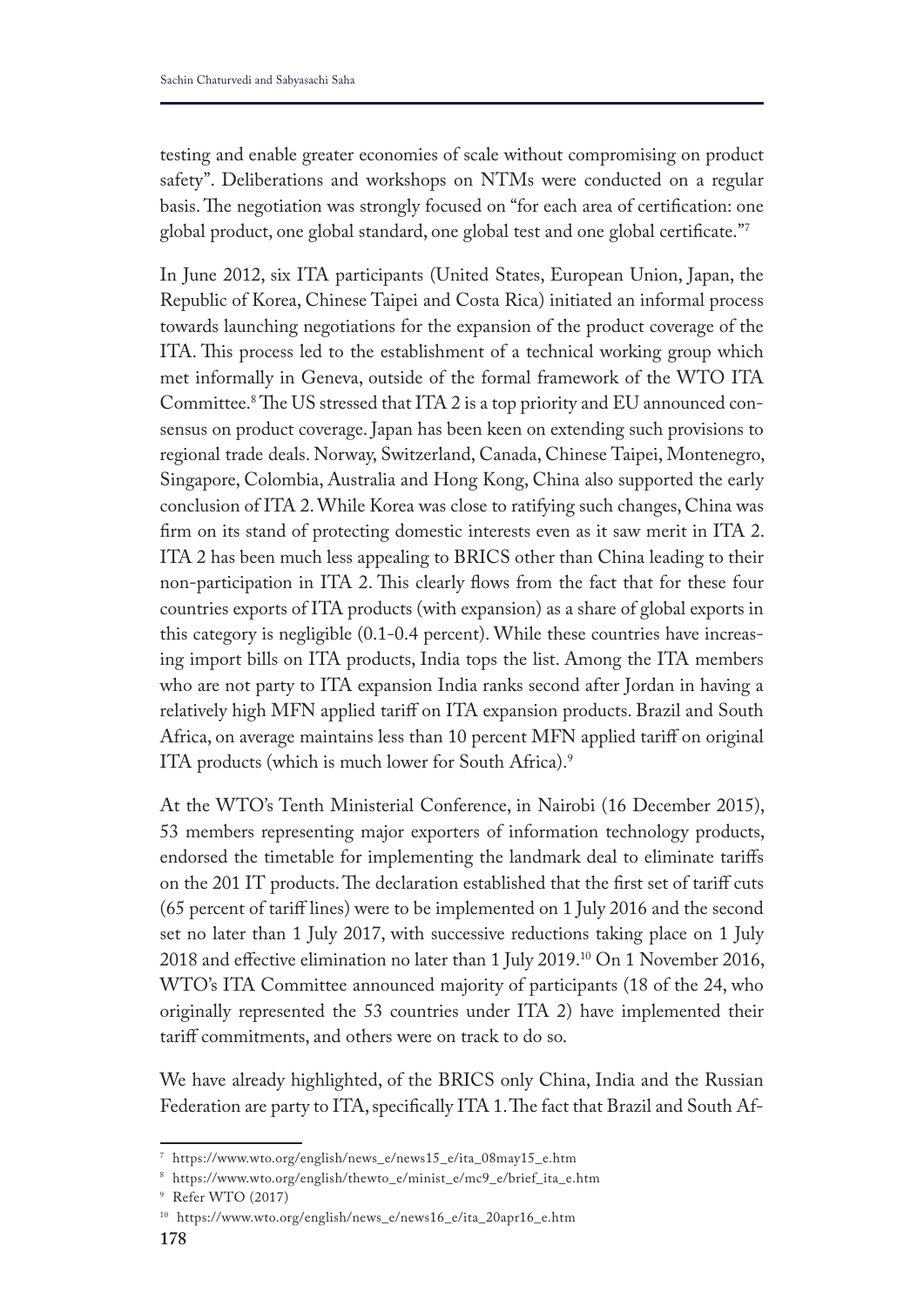testing and enable greater economies of scale without compromising on product safety". Deliberations and workshops on NTMs were conducted on a regular basis. The negotiation was strongly focused on "for each area of certification: one global product, one global standard, one global test and one global certificate."[7]

In June 2012, six ITA participants (United States, European Union, Japan, the Republic of Korea, Chinese Taipei and Costa Rica) initiated an informal process towards launching negotiations for the expansion of the product coverage of the ITA. This process led to the establishment of a technical working group which met informally in Geneva, outside of the formal framework of the WTO ITA Committee.[8] The US stressed that ITA 2 is a top priority and EU announced consensus on product coverage. Japan has been keen on extending such provisions to regional trade deals. Norway, Switzerland, Canada, Chinese Taipei, Montenegro, Singapore, Colombia, Australia and Hong Kong, China also supported the early conclusion of ITA 2. While Korea was close to ratifying such changes, China was firm on its stand of protecting domestic interests even as it saw merit in ITA 2. ITA 2 has been much less appealing to BRICS other than China leading to their non-participation in ITA 2. This clearly flows from the fact that for these four countries exports of ITA products (with expansion) as a share of global exports in this category is negligible (0.1-0.4 percent). While these countries have increasing import bills on ITA products, India tops the list. Among the ITA members who are not party to ITA expansion India ranks second after Jordan in having a relatively high MFN applied tariff on ITA expansion products. Brazil and South Africa, on average maintains less than 10 percent MFN applied tariff on original ITA products (which is much lower for South Africa).[9]

At the WTO's Tenth Ministerial Conference, in Nairobi (16 December 2015), 53 members representing major exporters of information technology products, endorsed the timetable for implementing the landmark deal to eliminate tariffs on the 201 IT products. The declaration established that the first set of tariff cuts (65 percent of tariff lines) were to be implemented on 1 July 2016 and the second set no later than 1 July 2017, with successive reductions taking place on 1 July 2018 and effective elimination no later than 1 July 2019.[10] On 1 November 2016, WTO's ITA Committee announced majority of participants (18 of the 24, who originally represented the 53 countries under ITA 2) have implemented their tariff commitments, and others were on track to do so.

We have already highlighted, of the BRICS only China, India and the Russian Federation are party to ITA, specifically ITA 1. The fact that Brazil and South Af-

---

[7] https://www.wto.org/english/news_e/news15_e/ita_08may15_e.htm

[8] https://www.wto.org/english/thewto_e/minist_e/mc9_e/brief_ita_e.htm

[9] Refer WTO (2017)

[10] https://www.wto.org/english/news_e/news16_e/ita_20apr16_e.htm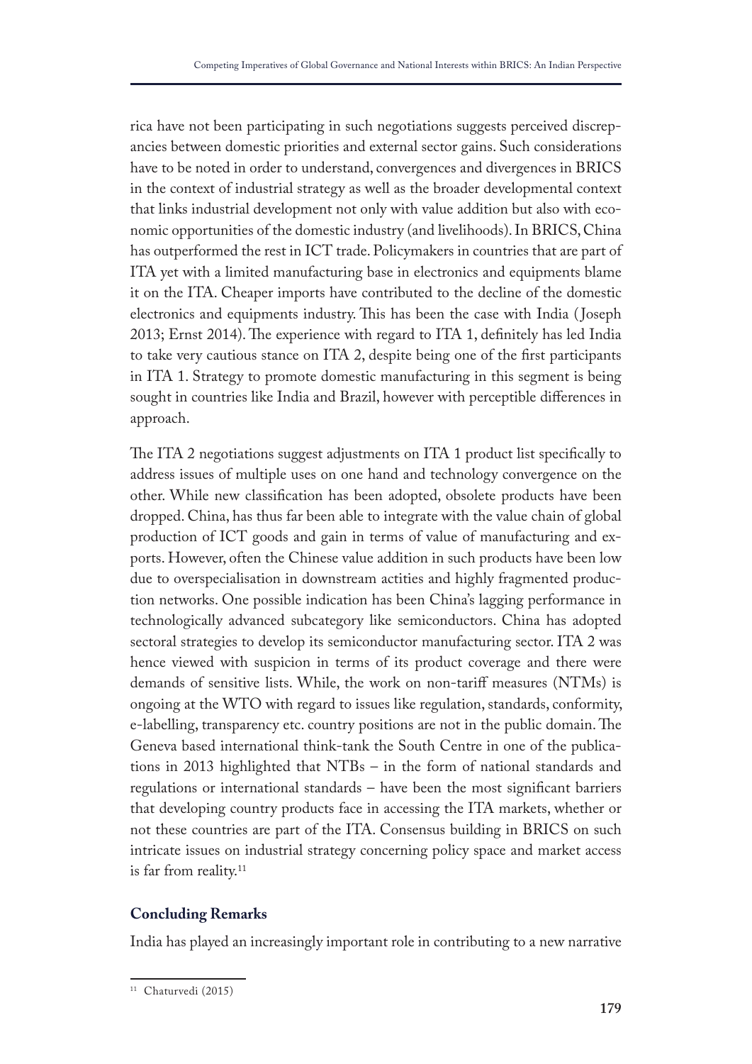rica have not been participating in such negotiations suggests perceived discrepancies between domestic priorities and external sector gains. Such considerations have to be noted in order to understand, convergences and divergences in BRICS in the context of industrial strategy as well as the broader developmental context that links industrial development not only with value addition but also with economic opportunities of the domestic industry (and livelihoods). In BRICS, China has outperformed the rest in ICT trade. Policymakers in countries that are part of ITA yet with a limited manufacturing base in electronics and equipments blame it on the ITA. Cheaper imports have contributed to the decline of the domestic electronics and equipments industry. This has been the case with India (Joseph 2013; Ernst 2014). The experience with regard to ITA 1, definitely has led India to take very cautious stance on ITA 2, despite being one of the first participants in ITA 1. Strategy to promote domestic manufacturing in this segment is being sought in countries like India and Brazil, however with perceptible differences in approach.

The ITA 2 negotiations suggest adjustments on ITA 1 product list specifically to address issues of multiple uses on one hand and technology convergence on the other. While new classification has been adopted, obsolete products have been dropped. China, has thus far been able to integrate with the value chain of global production of ICT goods and gain in terms of value of manufacturing and exports. However, often the Chinese value addition in such products have been low due to overspecialisation in downstream actities and highly fragmented production networks. One possible indication has been China's lagging performance in technologically advanced subcategory like semiconductors. China has adopted sectoral strategies to develop its semiconductor manufacturing sector. ITA 2 was hence viewed with suspicion in terms of its product coverage and there were demands of sensitive lists. While, the work on non-tariff measures (NTMs) is ongoing at the WTO with regard to issues like regulation, standards, conformity, e-labelling, transparency etc. country positions are not in the public domain. The Geneva based international think-tank the South Centre in one of the publications in 2013 highlighted that NTBs – in the form of national standards and regulations or international standards – have been the most significant barriers that developing country products face in accessing the ITA markets, whether or not these countries are part of the ITA. Consensus building in BRICS on such intricate issues on industrial strategy concerning policy space and market access is far from reality.[11]

## Concluding Remarks

India has played an increasingly important role in contributing to a new narrative

[11] Chaturvedi (2015)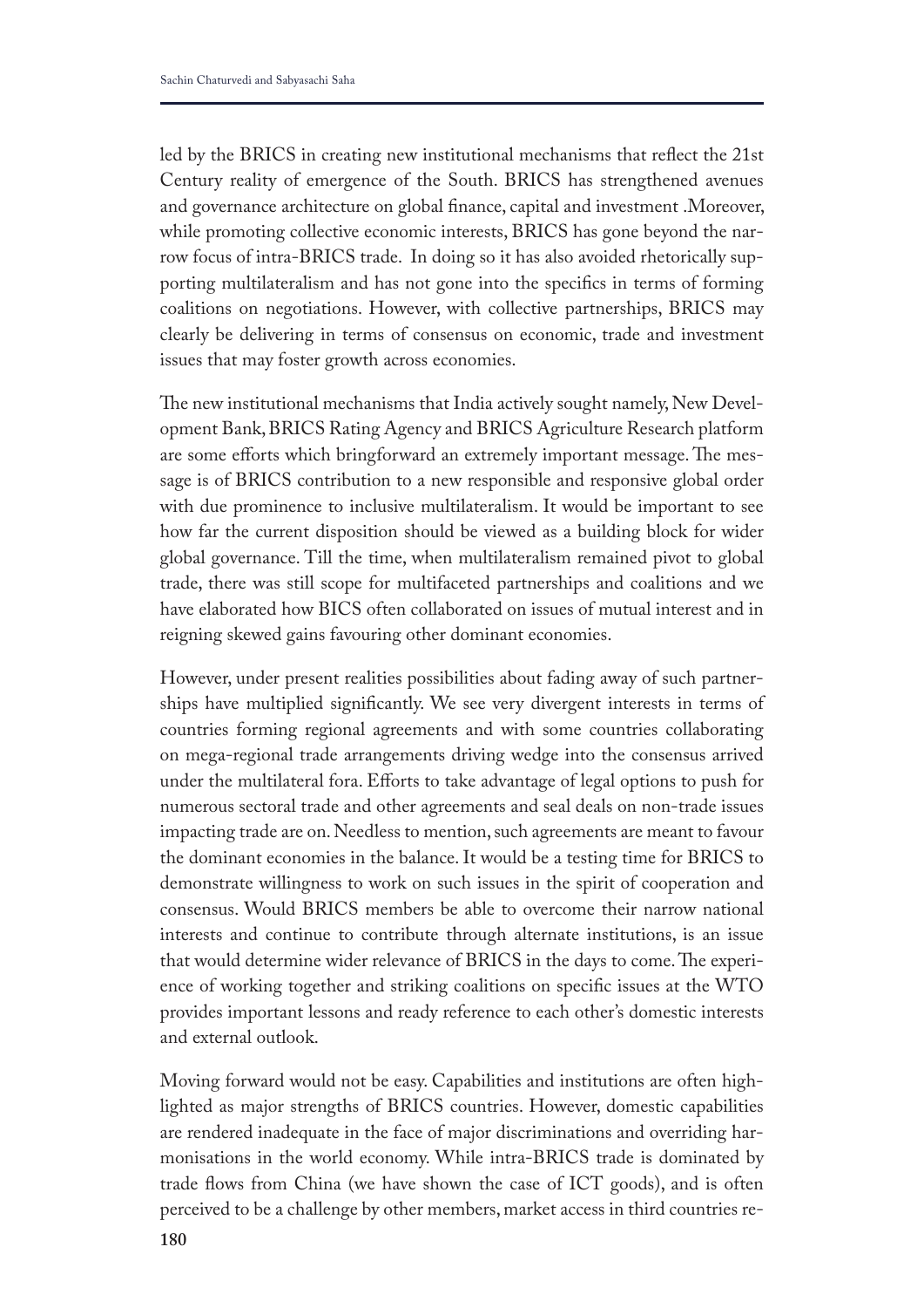led by the BRICS in creating new institutional mechanisms that reflect the 21st Century reality of emergence of the South. BRICS has strengthened avenues and governance architecture on global finance, capital and investment .Moreover, while promoting collective economic interests, BRICS has gone beyond the narrow focus of intra-BRICS trade. In doing so it has also avoided rhetorically supporting multilateralism and has not gone into the specifics in terms of forming coalitions on negotiations. However, with collective partnerships, BRICS may clearly be delivering in terms of consensus on economic, trade and investment issues that may foster growth across economies.

The new institutional mechanisms that India actively sought namely, New Development Bank, BRICS Rating Agency and BRICS Agriculture Research platform are some efforts which bringforward an extremely important message. The message is of BRICS contribution to a new responsible and responsive global order with due prominence to inclusive multilateralism. It would be important to see how far the current disposition should be viewed as a building block for wider global governance. Till the time, when multilateralism remained pivot to global trade, there was still scope for multifaceted partnerships and coalitions and we have elaborated how BICS often collaborated on issues of mutual interest and in reigning skewed gains favouring other dominant economies.

However, under present realities possibilities about fading away of such partnerships have multiplied significantly. We see very divergent interests in terms of countries forming regional agreements and with some countries collaborating on mega-regional trade arrangements driving wedge into the consensus arrived under the multilateral fora. Efforts to take advantage of legal options to push for numerous sectoral trade and other agreements and seal deals on non-trade issues impacting trade are on. Needless to mention, such agreements are meant to favour the dominant economies in the balance. It would be a testing time for BRICS to demonstrate willingness to work on such issues in the spirit of cooperation and consensus. Would BRICS members be able to overcome their narrow national interests and continue to contribute through alternate institutions, is an issue that would determine wider relevance of BRICS in the days to come. The experience of working together and striking coalitions on specific issues at the WTO provides important lessons and ready reference to each other's domestic interests and external outlook.

Moving forward would not be easy. Capabilities and institutions are often highlighted as major strengths of BRICS countries. However, domestic capabilities are rendered inadequate in the face of major discriminations and overriding harmonisations in the world economy. While intra-BRICS trade is dominated by trade flows from China (we have shown the case of ICT goods), and is often perceived to be a challenge by other members, market access in third countries re-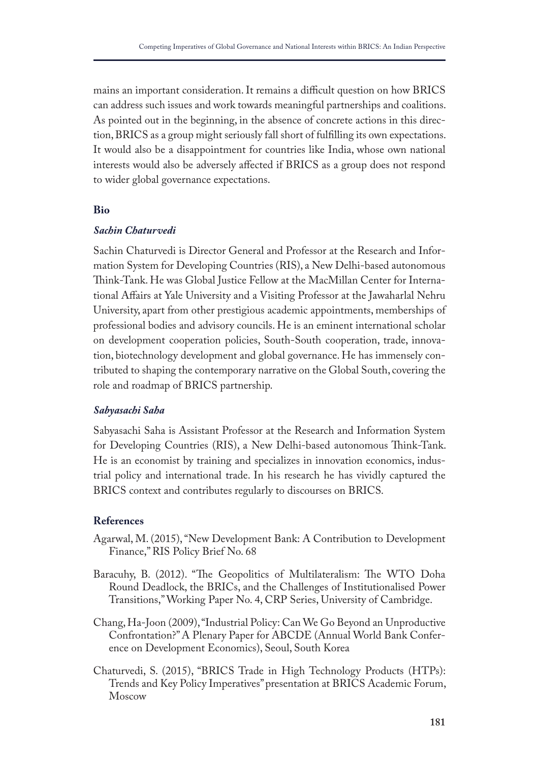mains an important consideration. It remains a difficult question on how BRICS can address such issues and work towards meaningful partnerships and coalitions. As pointed out in the beginning, in the absence of concrete actions in this direction, BRICS as a group might seriously fall short of fulfilling its own expectations. It would also be a disappointment for countries like India, whose own national interests would also be adversely affected if BRICS as a group does not respond to wider global governance expectations.

## Bio

### *Sachin Chaturvedi*

Sachin Chaturvedi is Director General and Professor at the Research and Information System for Developing Countries (RIS), a New Delhi-based autonomous Think-Tank. He was Global Justice Fellow at the MacMillan Center for International Affairs at Yale University and a Visiting Professor at the Jawaharlal Nehru University, apart from other prestigious academic appointments, memberships of professional bodies and advisory councils. He is an eminent international scholar on development cooperation policies, South-South cooperation, trade, innovation, biotechnology development and global governance. He has immensely contributed to shaping the contemporary narrative on the Global South, covering the role and roadmap of BRICS partnership.

### *Sabyasachi Saha*

Sabyasachi Saha is Assistant Professor at the Research and Information System for Developing Countries (RIS), a New Delhi-based autonomous Think-Tank. He is an economist by training and specializes in innovation economics, industrial policy and international trade. In his research he has vividly captured the BRICS context and contributes regularly to discourses on BRICS.

## References

Agarwal, M. (2015), "New Development Bank: A Contribution to Development Finance," RIS Policy Brief No. 68

Baracuhy, B. (2012). "The Geopolitics of Multilateralism: The WTO Doha Round Deadlock, the BRICs, and the Challenges of Institutionalised Power Transitions," Working Paper No. 4, CRP Series, University of Cambridge.

Chang, Ha-Joon (2009), "Industrial Policy: Can We Go Beyond an Unproductive Confrontation?" A Plenary Paper for ABCDE (Annual World Bank Conference on Development Economics), Seoul, South Korea

Chaturvedi, S. (2015), "BRICS Trade in High Technology Products (HTPs): Trends and Key Policy Imperatives" presentation at BRICS Academic Forum, Moscow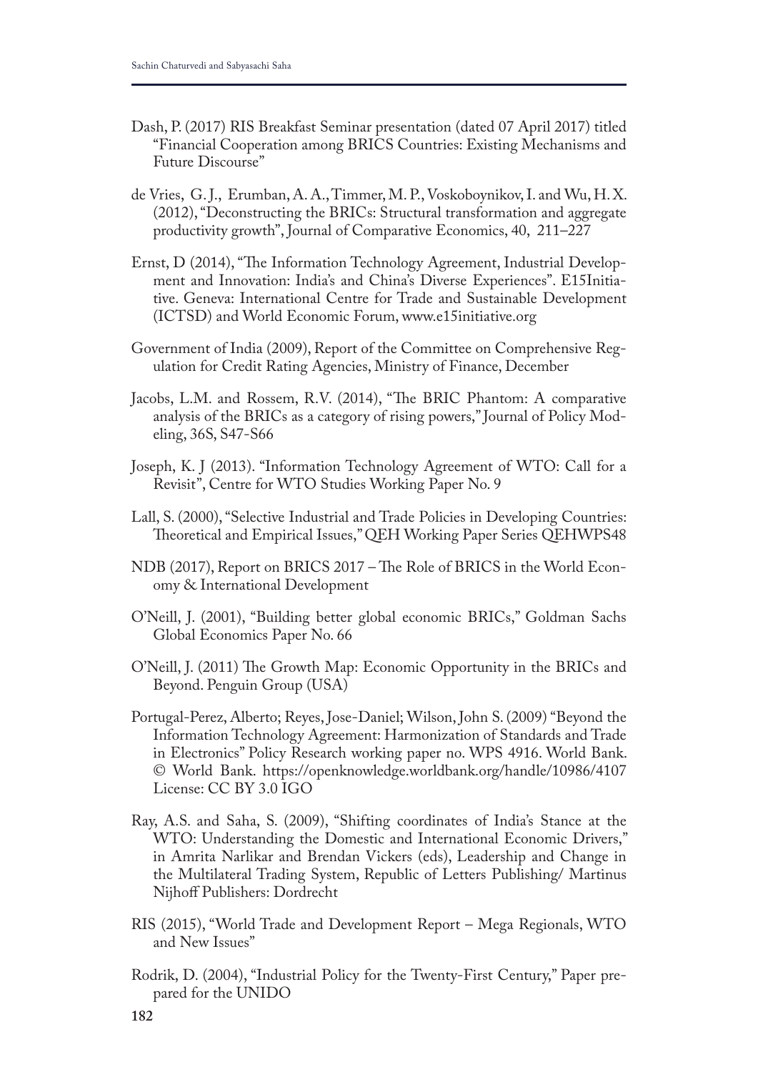Dash, P. (2017) RIS Breakfast Seminar presentation (dated 07 April 2017) titled "Financial Cooperation among BRICS Countries: Existing Mechanisms and Future Discourse"

de Vries, G. J., Erumban, A. A., Timmer, M. P., Voskoboynikov, I. and Wu, H. X. (2012), "Deconstructing the BRICs: Structural transformation and aggregate productivity growth", Journal of Comparative Economics, 40, 211–227

Ernst, D (2014), "The Information Technology Agreement, Industrial Development and Innovation: India's and China's Diverse Experiences". E15Initiative. Geneva: International Centre for Trade and Sustainable Development (ICTSD) and World Economic Forum, www.e15initiative.org

Government of India (2009), Report of the Committee on Comprehensive Regulation for Credit Rating Agencies, Ministry of Finance, December

Jacobs, L.M. and Rossem, R.V. (2014), "The BRIC Phantom: A comparative analysis of the BRICs as a category of rising powers," Journal of Policy Modeling, 36S, S47-S66

Joseph, K. J (2013). "Information Technology Agreement of WTO: Call for a Revisit", Centre for WTO Studies Working Paper No. 9

Lall, S. (2000), "Selective Industrial and Trade Policies in Developing Countries: Theoretical and Empirical Issues," QEH Working Paper Series QEHWPS48

NDB (2017), Report on BRICS 2017 – The Role of BRICS in the World Economy & International Development

O'Neill, J. (2001), "Building better global economic BRICs," Goldman Sachs Global Economics Paper No. 66

O'Neill, J. (2011) The Growth Map: Economic Opportunity in the BRICs and Beyond. Penguin Group (USA)

Portugal-Perez, Alberto; Reyes, Jose-Daniel; Wilson, John S. (2009) "Beyond the Information Technology Agreement: Harmonization of Standards and Trade in Electronics" Policy Research working paper no. WPS 4916. World Bank. © World Bank. https://openknowledge.worldbank.org/handle/10986/4107 License: CC BY 3.0 IGO

Ray, A.S. and Saha, S. (2009), "Shifting coordinates of India's Stance at the WTO: Understanding the Domestic and International Economic Drivers," in Amrita Narlikar and Brendan Vickers (eds), Leadership and Change in the Multilateral Trading System, Republic of Letters Publishing/ Martinus Nijhoff Publishers: Dordrecht

RIS (2015), "World Trade and Development Report – Mega Regionals, WTO and New Issues"

Rodrik, D. (2004), "Industrial Policy for the Twenty-First Century," Paper prepared for the UNIDO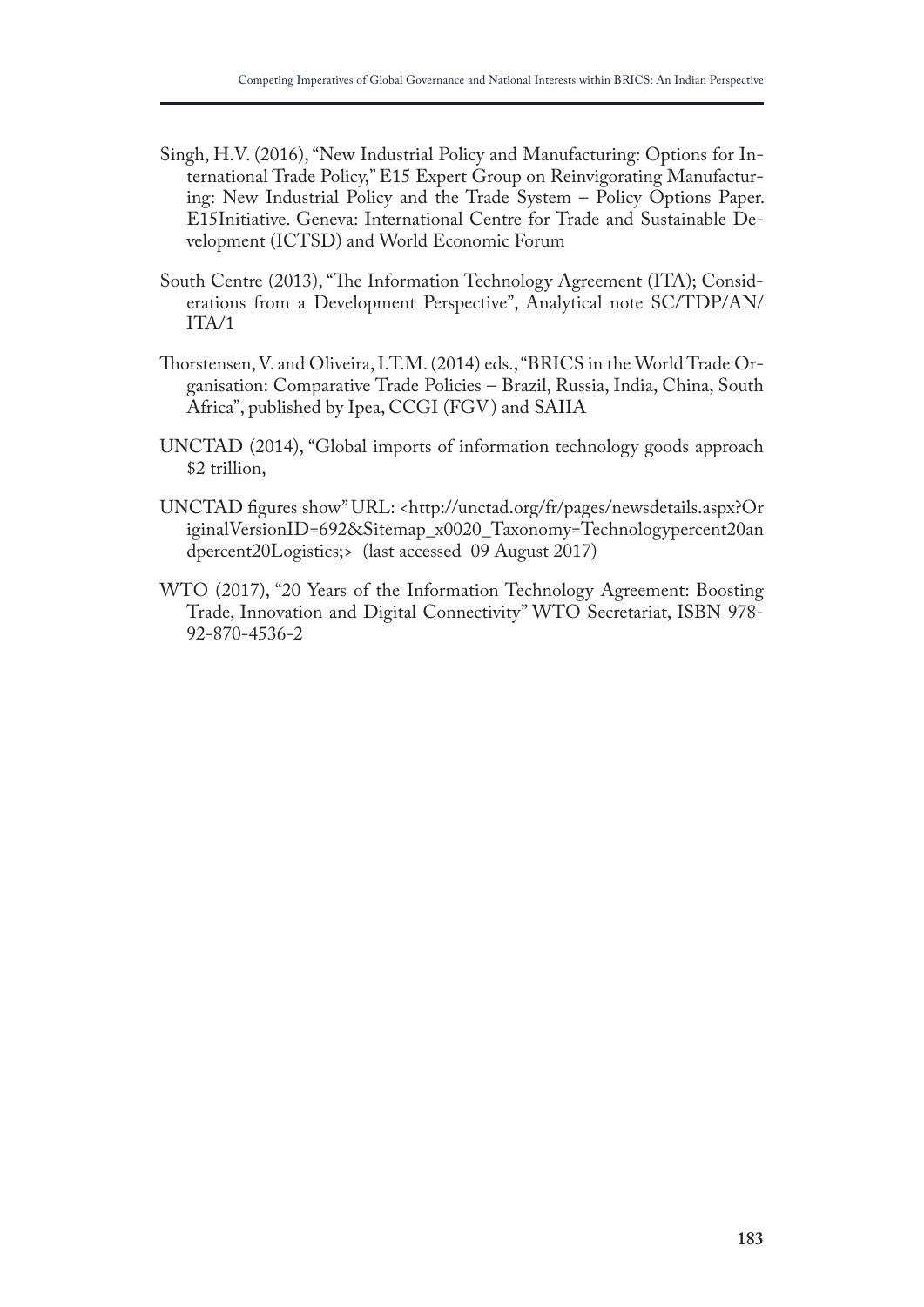Singh, H.V. (2016), "New Industrial Policy and Manufacturing: Options for International Trade Policy," E15 Expert Group on Reinvigorating Manufacturing: New Industrial Policy and the Trade System – Policy Options Paper. E15Initiative. Geneva: International Centre for Trade and Sustainable Development (ICTSD) and World Economic Forum

South Centre (2013), "The Information Technology Agreement (ITA); Considerations from a Development Perspective", Analytical note SC/TDP/AN/ITA/1

Thorstensen, V. and Oliveira, I.T.M. (2014) eds., "BRICS in the World Trade Organisation: Comparative Trade Policies – Brazil, Russia, India, China, South Africa", published by Ipea, CCGI (FGV) and SAIIA

UNCTAD (2014), "Global imports of information technology goods approach $2 trillion,

UNCTAD figures show" URL: <http://unctad.org/fr/pages/newsdetails.aspx?OriginalVersionID=692&Sitemap_x0020_Taxonomy=Technologypercent20andpercent20Logistics;> (last accessed 09 August 2017)

WTO (2017), "20 Years of the Information Technology Agreement: Boosting Trade, Innovation and Digital Connectivity" WTO Secretariat, ISBN 978-92-870-4536-2